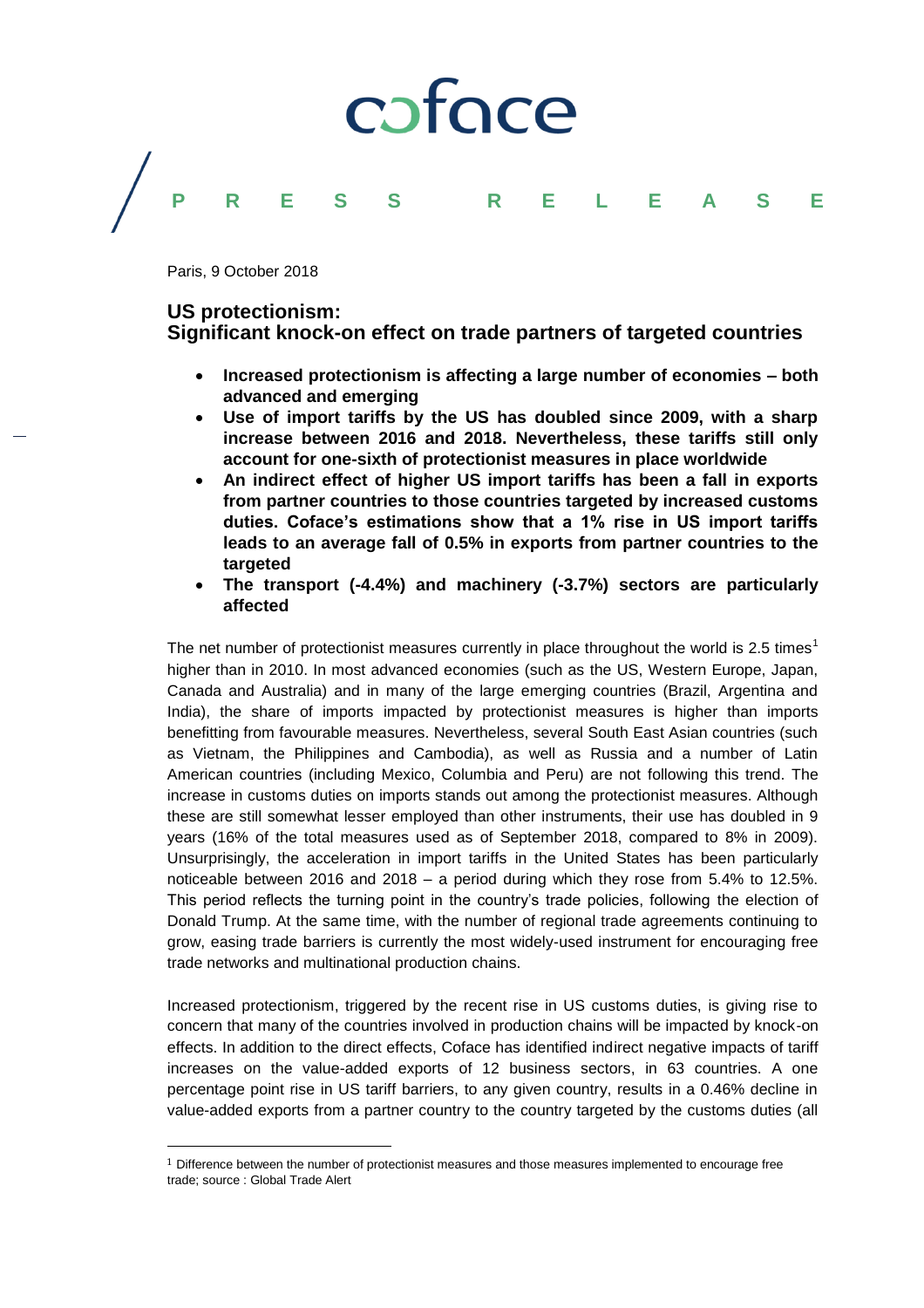coface

PRESS RELEASE

Paris, 9 October 2018

## US protectionism: Significant knock-on effect on trade partners of targeted countries

- **Increased protectionism is affecting a large number of economies – both advanced and emerging**
- **Use of import tariffs by the US has doubled since 2009, with a sharp increase between 2016 and 2018. Nevertheless, these tariffs still only account for one-sixth of protectionist measures in place worldwide**
- **An indirect effect of higher US import tariffs has been a fall in exports from partner countries to those countries targeted by increased customs duties. Coface's estimations show that a 1% rise in US import tariffs leads to an average fall of 0.5% in exports from partner countries to the targeted**
- **The transport (-4.4%) and machinery (-3.7%) sectors are particularly affected**

The net number of protectionist measures currently in place throughout the world is 2.5 times[1] higher than in 2010. In most advanced economies (such as the US, Western Europe, Japan, Canada and Australia) and in many of the large emerging countries (Brazil, Argentina and India), the share of imports impacted by protectionist measures is higher than imports benefitting from favourable measures. Nevertheless, several South East Asian countries (such as Vietnam, the Philippines and Cambodia), as well as Russia and a number of Latin American countries (including Mexico, Columbia and Peru) are not following this trend. The increase in customs duties on imports stands out among the protectionist measures. Although these are still somewhat lesser employed than other instruments, their use has doubled in 9 years (16% of the total measures used as of September 2018, compared to 8% in 2009). Unsurprisingly, the acceleration in import tariffs in the United States has been particularly noticeable between 2016 and 2018 – a period during which they rose from 5.4% to 12.5%. This period reflects the turning point in the country's trade policies, following the election of Donald Trump. At the same time, with the number of regional trade agreements continuing to grow, easing trade barriers is currently the most widely-used instrument for encouraging free trade networks and multinational production chains.

Increased protectionism, triggered by the recent rise in US customs duties, is giving rise to concern that many of the countries involved in production chains will be impacted by knock-on effects. In addition to the direct effects, Coface has identified indirect negative impacts of tariff increases on the value-added exports of 12 business sectors, in 63 countries. A one percentage point rise in US tariff barriers, to any given country, results in a 0.46% decline in value-added exports from a partner country to the country targeted by the customs duties (all

[1] Difference between the number of protectionist measures and those measures implemented to encourage free trade; source : Global Trade Alert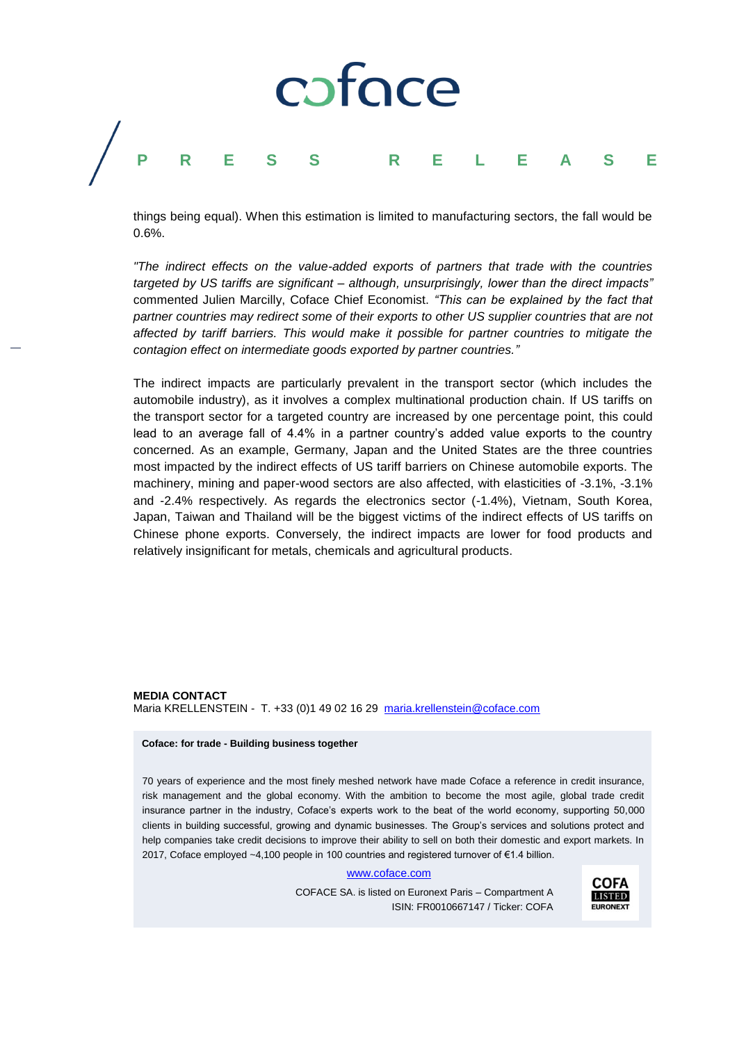things being equal). When this estimation is limited to manufacturing sectors, the fall would be 0.6%.

*"The indirect effects on the value-added exports of partners that trade with the countries targeted by US tariffs are significant – although, unsurprisingly, lower than the direct impacts"* commented Julien Marcilly, Coface Chief Economist. *"This can be explained by the fact that partner countries may redirect some of their exports to other US supplier countries that are not affected by tariff barriers. This would make it possible for partner countries to mitigate the contagion effect on intermediate goods exported by partner countries."*

The indirect impacts are particularly prevalent in the transport sector (which includes the automobile industry), as it involves a complex multinational production chain. If US tariffs on the transport sector for a targeted country are increased by one percentage point, this could lead to an average fall of 4.4% in a partner country's added value exports to the country concerned. As an example, Germany, Japan and the United States are the three countries most impacted by the indirect effects of US tariff barriers on Chinese automobile exports. The machinery, mining and paper-wood sectors are also affected, with elasticities of -3.1%, -3.1% and -2.4% respectively. As regards the electronics sector (-1.4%), Vietnam, South Korea, Japan, Taiwan and Thailand will be the biggest victims of the indirect effects of US tariffs on Chinese phone exports. Conversely, the indirect impacts are lower for food products and relatively insignificant for metals, chemicals and agricultural products.

**MEDIA CONTACT**
Maria KRELLENSTEIN - T. +33 (0)1 49 02 16 29 [maria.krellenstein@coface.com](mailto:maria.krellenstein@coface.com)

**Coface: for trade - Building business together**

70 years of experience and the most finely meshed network have made Coface a reference in credit insurance, risk management and the global economy. With the ambition to become the most agile, global trade credit insurance partner in the industry, Coface's experts work to the beat of the world economy, supporting 50,000 clients in building successful, growing and dynamic businesses. The Group's services and solutions protect and help companies take credit decisions to improve their ability to sell on both their domestic and export markets. In 2017, Coface employed ~4,100 people in 100 countries and registered turnover of €1.4 billion.

[www.coface.com](http://www.coface.com)

COFACE SA. is listed on Euronext Paris – Compartment A
ISIN: FR0010667147 / Ticker: COFA